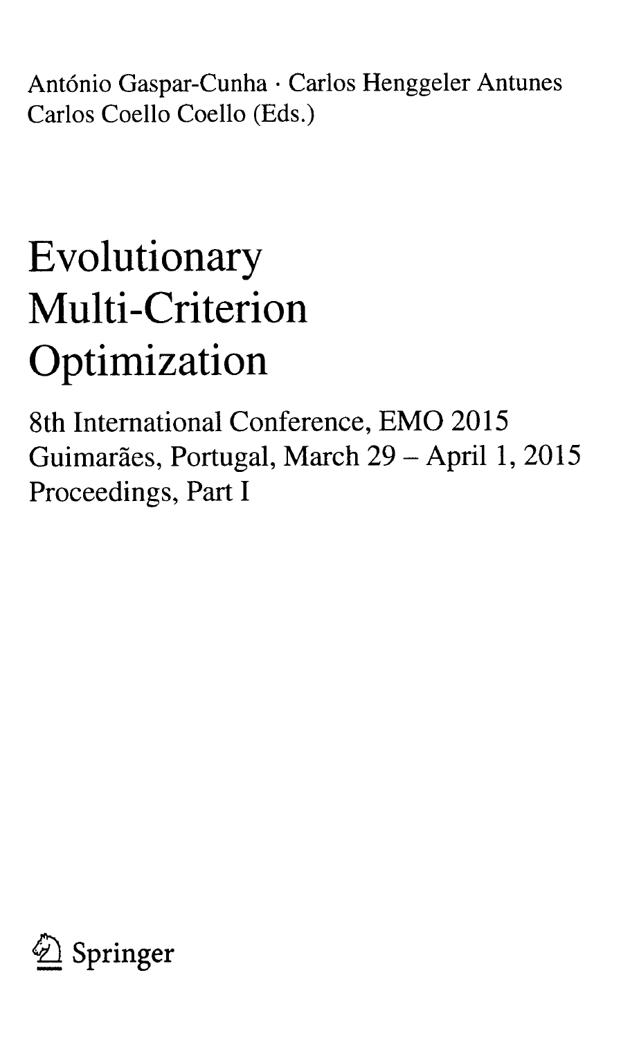António Gaspar-Cunha · Carlos Henggeler Antunes
Carlos Coello Coello (Eds.)

# Evolutionary Multi-Criterion Optimization

8th International Conference, EMO 2015
Guimarães, Portugal, March 29 – April 1, 2015
Proceedings, Part I

Springer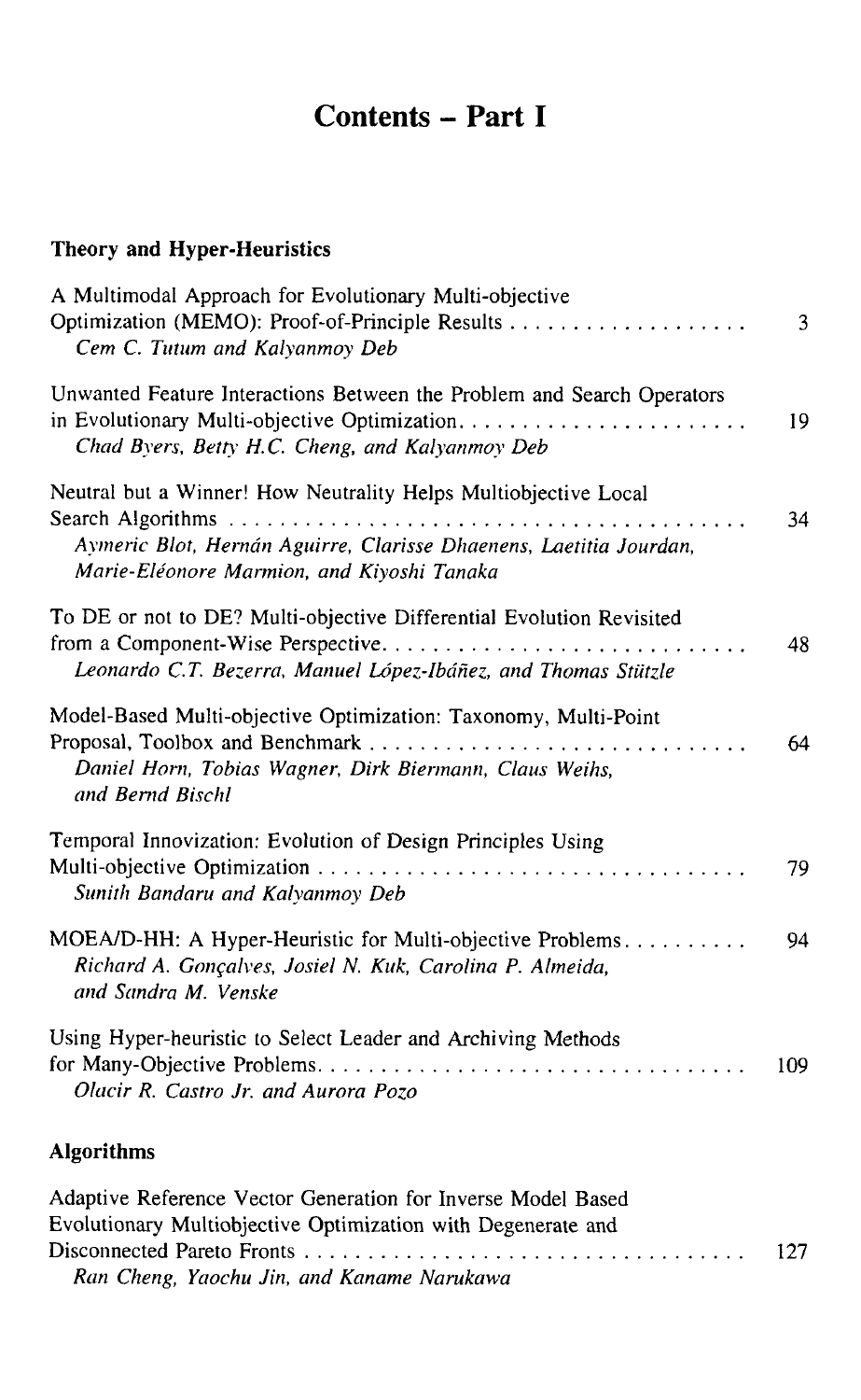# Contents – Part I

## Theory and Hyper-Heuristics

A Multimodal Approach for Evolutionary Multi-objective Optimization (MEMO): Proof-of-Principle Results . . . . . . . . . . . . . . . . . . . 3
*Cem C. Tutum and Kalyanmoy Deb*

Unwanted Feature Interactions Between the Problem and Search Operators in Evolutionary Multi-objective Optimization. . . . . . . . . . . . . . . . . . . . . . . 19
*Chad Byers, Betty H.C. Cheng, and Kalyanmoy Deb*

Neutral but a Winner! How Neutrality Helps Multiobjective Local Search Algorithms . . . . . . . . . . . . . . . . . . . . . . . . . . . . . . . . . . . . . . . . 34
*Aymeric Blot, Hernán Aguirre, Clarisse Dhaenens, Laetitia Jourdan, Marie-Eléonore Marmion, and Kiyoshi Tanaka*

To DE or not to DE? Multi-objective Differential Evolution Revisited from a Component-Wise Perspective. . . . . . . . . . . . . . . . . . . . . . . . . . . . 48
*Leonardo C.T. Bezerra, Manuel López-Ibáñez, and Thomas Stützle*

Model-Based Multi-objective Optimization: Taxonomy, Multi-Point Proposal, Toolbox and Benchmark . . . . . . . . . . . . . . . . . . . . . . . . . . . . . 64
*Daniel Horn, Tobias Wagner, Dirk Biermann, Claus Weihs, and Bernd Bischl*

Temporal Innovization: Evolution of Design Principles Using Multi-objective Optimization . . . . . . . . . . . . . . . . . . . . . . . . . . . . . . . . . . 79
*Sunith Bandaru and Kalyanmoy Deb*

MOEA/D-HH: A Hyper-Heuristic for Multi-objective Problems. . . . . . . . . . 94
*Richard A. Gonçalves, Josiel N. Kuk, Carolina P. Almeida, and Sandra M. Venske*

Using Hyper-heuristic to Select Leader and Archiving Methods for Many-Objective Problems. . . . . . . . . . . . . . . . . . . . . . . . . . . . . . . . . . 109
*Olacir R. Castro Jr. and Aurora Pozo*

## Algorithms

Adaptive Reference Vector Generation for Inverse Model Based Evolutionary Multiobjective Optimization with Degenerate and Disconnected Pareto Fronts . . . . . . . . . . . . . . . . . . . . . . . . . . . . . . . . . . . 127
*Ran Cheng, Yaochu Jin, and Kaname Narukawa*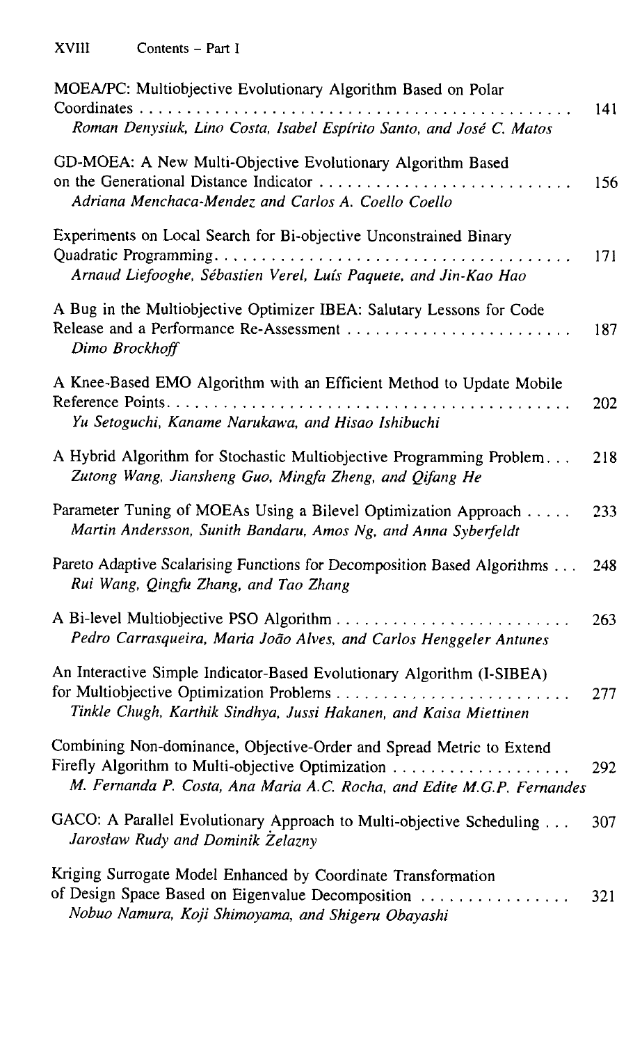MOEA/PC: Multiobjective Evolutionary Algorithm Based on Polar Coordinates . . . . . . . . . . . . . . . . . . . . . . . . . . . . . . . . . . . . . . 141
*Roman Denysiuk, Lino Costa, Isabel Espírito Santo, and José C. Matos*

GD-MOEA: A New Multi-Objective Evolutionary Algorithm Based on the Generational Distance Indicator . . . . . . . . . . . . . . . . . . . . . . . . . . 156
*Adriana Menchaca-Mendez and Carlos A. Coello Coello*

Experiments on Local Search for Bi-objective Unconstrained Binary Quadratic Programming. . . . . . . . . . . . . . . . . . . . . . . . . . . . . . . . . . . . . . 171
*Arnaud Liefooghe, Sébastien Verel, Luís Paquete, and Jin-Kao Hao*

A Bug in the Multiobjective Optimizer IBEA: Salutary Lessons for Code Release and a Performance Re-Assessment . . . . . . . . . . . . . . . . . . . . . . . . 187
*Dimo Brockhoff*

A Knee-Based EMO Algorithm with an Efficient Method to Update Mobile Reference Points. . . . . . . . . . . . . . . . . . . . . . . . . . . . . . . . . . . . . . . . . . 202
*Yu Setoguchi, Kaname Narukawa, and Hisao Ishibuchi*

A Hybrid Algorithm for Stochastic Multiobjective Programming Problem. . . 218
*Zutong Wang, Jiansheng Guo, Mingfa Zheng, and Qifang He*

Parameter Tuning of MOEAs Using a Bilevel Optimization Approach . . . . . 233
*Martin Andersson, Sunith Bandaru, Amos Ng, and Anna Syberfeldt*

Pareto Adaptive Scalarising Functions for Decomposition Based Algorithms . . . 248
*Rui Wang, Qingfu Zhang, and Tao Zhang*

A Bi-level Multiobjective PSO Algorithm . . . . . . . . . . . . . . . . . . . . . . . . . 263
*Pedro Carrasqueira, Maria João Alves, and Carlos Henggeler Antunes*

An Interactive Simple Indicator-Based Evolutionary Algorithm (I-SIBEA) for Multiobjective Optimization Problems . . . . . . . . . . . . . . . . . . . . . . . . . 277
*Tinkle Chugh, Karthik Sindhya, Jussi Hakanen, and Kaisa Miettinen*

Combining Non-dominance, Objective-Order and Spread Metric to Extend Firefly Algorithm to Multi-objective Optimization . . . . . . . . . . . . . . . . . . 292
*M. Fernanda P. Costa, Ana Maria A.C. Rocha, and Edite M.G.P. Fernandes*

GACO: A Parallel Evolutionary Approach to Multi-objective Scheduling . . . 307
*Jarosław Rudy and Dominik Żelazny*

Kriging Surrogate Model Enhanced by Coordinate Transformation of Design Space Based on Eigenvalue Decomposition . . . . . . . . . . . . . . . . 321
*Nobuo Namura, Koji Shimoyama, and Shigeru Obayashi*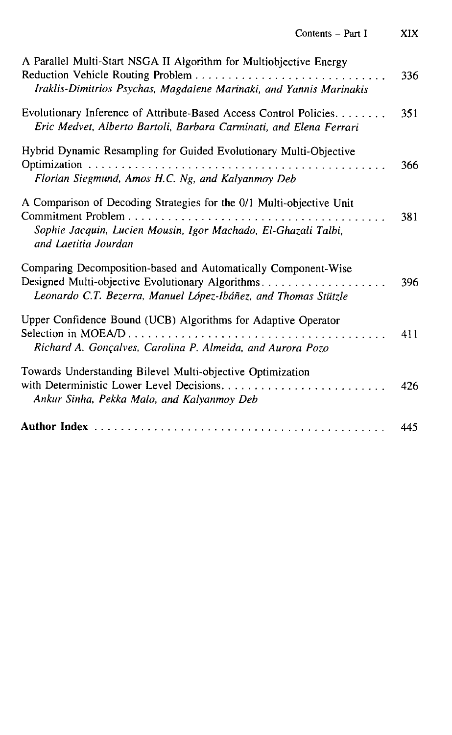A Parallel Multi-Start NSGA II Algorithm for Multiobjective Energy Reduction Vehicle Routing Problem . . . . . . . . . . . . . . . . . . . . . . . . . . . . . 336
*Iraklis-Dimitrios Psychas, Magdalene Marinaki, and Yannis Marinakis*

Evolutionary Inference of Attribute-Based Access Control Policies. . . . . . . . 351
*Eric Medvet, Alberto Bartoli, Barbara Carminati, and Elena Ferrari*

Hybrid Dynamic Resampling for Guided Evolutionary Multi-Objective Optimization . . . . . . . . . . . . . . . . . . . . . . . . . . . . . . . . . . . . . . . . . . . . . 366
*Florian Siegmund, Amos H.C. Ng, and Kalyanmoy Deb*

A Comparison of Decoding Strategies for the 0/1 Multi-objective Unit Commitment Problem . . . . . . . . . . . . . . . . . . . . . . . . . . . . . . . . . . . . . . . 381
*Sophie Jacquin, Lucien Mousin, Igor Machado, El-Ghazali Talbi, and Laetitia Jourdan*

Comparing Decomposition-based and Automatically Component-Wise Designed Multi-objective Evolutionary Algorithms. . . . . . . . . . . . . . . . . . . 396
*Leonardo C.T. Bezerra, Manuel López-Ibáñez, and Thomas Stützle*

Upper Confidence Bound (UCB) Algorithms for Adaptive Operator Selection in MOEA/D . . . . . . . . . . . . . . . . . . . . . . . . . . . . . . . . . . . . . . . . 411
*Richard A. Gonçalves, Carolina P. Almeida, and Aurora Pozo*

Towards Understanding Bilevel Multi-objective Optimization with Deterministic Lower Level Decisions. . . . . . . . . . . . . . . . . . . . . . . . . 426
*Ankur Sinha, Pekka Malo, and Kalyanmoy Deb*

**Author Index** . . . . . . . . . . . . . . . . . . . . . . . . . . . . . . . . . . . . . . . . . . . . 445